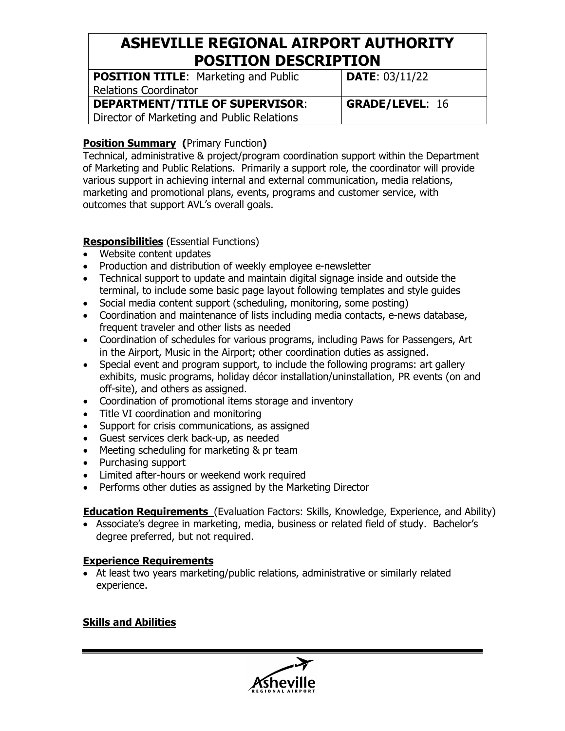# ASHEVILLE REGIONAL AIRPORT AUTHORITY POSITION DESCRIPTION

| **POSITION TITLE**: Marketing and Public Relations Coordinator | **DATE**: 03/11/22 |
|---|---|
| **DEPARTMENT/TITLE OF SUPERVISOR**: Director of Marketing and Public Relations | **GRADE/LEVEL**: 16 |

**Position Summary (**Primary Function**)**

Technical, administrative & project/program coordination support within the Department of Marketing and Public Relations. Primarily a support role, the coordinator will provide various support in achieving internal and external communication, media relations, marketing and promotional plans, events, programs and customer service, with outcomes that support AVL's overall goals.

**Responsibilities** (Essential Functions)

- Website content updates
- Production and distribution of weekly employee e-newsletter
- Technical support to update and maintain digital signage inside and outside the terminal, to include some basic page layout following templates and style guides
- Social media content support (scheduling, monitoring, some posting)
- Coordination and maintenance of lists including media contacts, e-news database, frequent traveler and other lists as needed
- Coordination of schedules for various programs, including Paws for Passengers, Art in the Airport, Music in the Airport; other coordination duties as assigned.
- Special event and program support, to include the following programs: art gallery exhibits, music programs, holiday décor installation/uninstallation, PR events (on and off-site), and others as assigned.
- Coordination of promotional items storage and inventory
- Title VI coordination and monitoring
- Support for crisis communications, as assigned
- Guest services clerk back-up, as needed
- Meeting scheduling for marketing & pr team
- Purchasing support
- Limited after-hours or weekend work required
- Performs other duties as assigned by the Marketing Director

**Education Requirements** (Evaluation Factors: Skills, Knowledge, Experience, and Ability)

- Associate's degree in marketing, media, business or related field of study. Bachelor's degree preferred, but not required.

**Experience Requirements**

- At least two years marketing/public relations, administrative or similarly related experience.

**Skills and Abilities**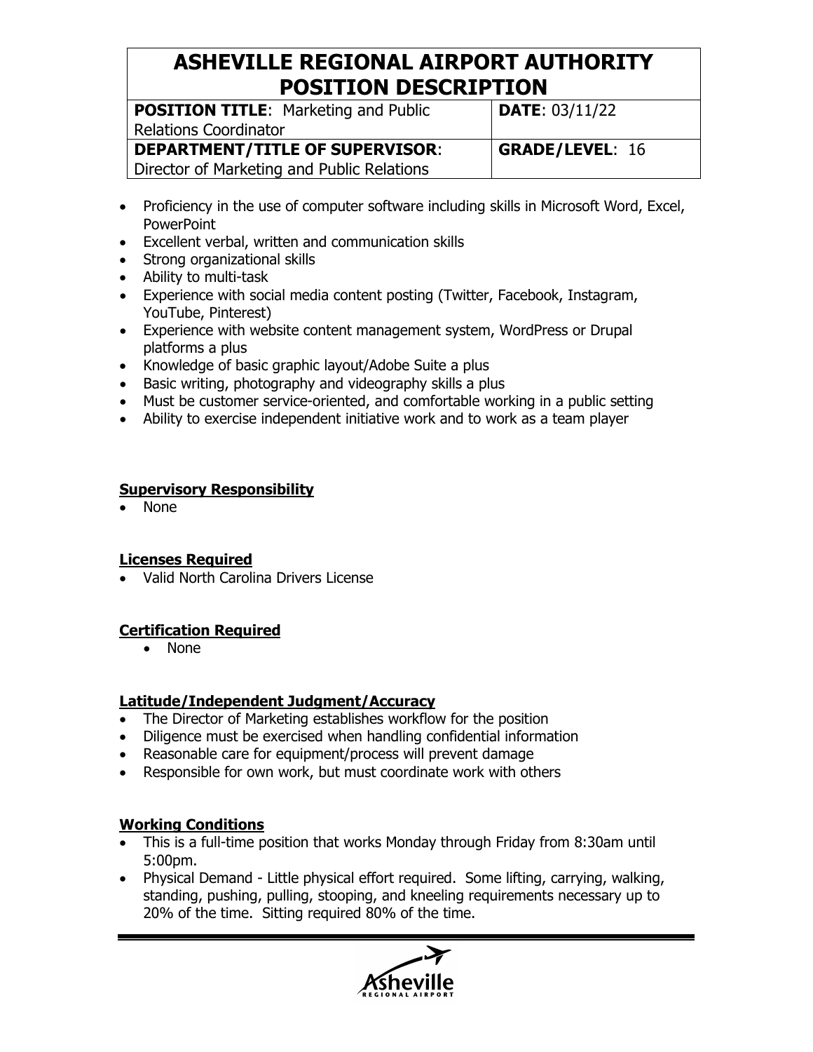# ASHEVILLE REGIONAL AIRPORT AUTHORITY POSITION DESCRIPTION

| **POSITION TITLE**: Marketing and Public Relations Coordinator | **DATE**: 03/11/22 |
| --- | --- |
| **DEPARTMENT/TITLE OF SUPERVISOR**: Director of Marketing and Public Relations | **GRADE/LEVEL**: 16 |

- Proficiency in the use of computer software including skills in Microsoft Word, Excel, PowerPoint
- Excellent verbal, written and communication skills
- Strong organizational skills
- Ability to multi-task
- Experience with social media content posting (Twitter, Facebook, Instagram, YouTube, Pinterest)
- Experience with website content management system, WordPress or Drupal platforms a plus
- Knowledge of basic graphic layout/Adobe Suite a plus
- Basic writing, photography and videography skills a plus
- Must be customer service-oriented, and comfortable working in a public setting
- Ability to exercise independent initiative work and to work as a team player

**Supervisory Responsibility**

- None

**Licenses Required**

- Valid North Carolina Drivers License

**Certification Required**

- None

**Latitude/Independent Judgment/Accuracy**

- The Director of Marketing establishes workflow for the position
- Diligence must be exercised when handling confidential information
- Reasonable care for equipment/process will prevent damage
- Responsible for own work, but must coordinate work with others

**Working Conditions**

- This is a full-time position that works Monday through Friday from 8:30am until 5:00pm.
- Physical Demand - Little physical effort required. Some lifting, carrying, walking, standing, pushing, pulling, stooping, and kneeling requirements necessary up to 20% of the time. Sitting required 80% of the time.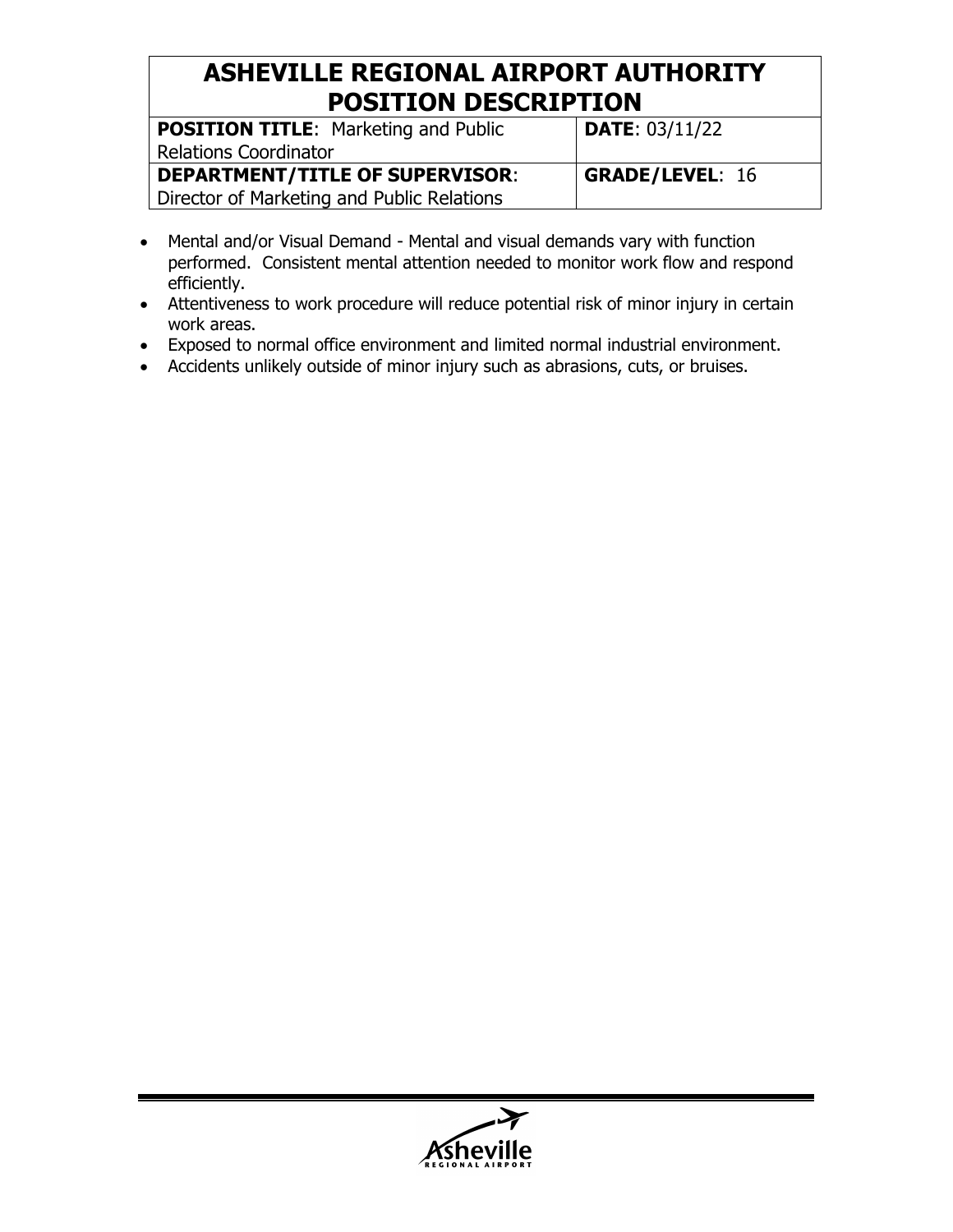# ASHEVILLE REGIONAL AIRPORT AUTHORITY POSITION DESCRIPTION

| | |
|---|---|
| **POSITION TITLE**: Marketing and Public Relations Coordinator | **DATE**: 03/11/22 |
| **DEPARTMENT/TITLE OF SUPERVISOR**: Director of Marketing and Public Relations | **GRADE/LEVEL**: 16 |

- Mental and/or Visual Demand - Mental and visual demands vary with function performed. Consistent mental attention needed to monitor work flow and respond efficiently.
- Attentiveness to work procedure will reduce potential risk of minor injury in certain work areas.
- Exposed to normal office environment and limited normal industrial environment.
- Accidents unlikely outside of minor injury such as abrasions, cuts, or bruises.